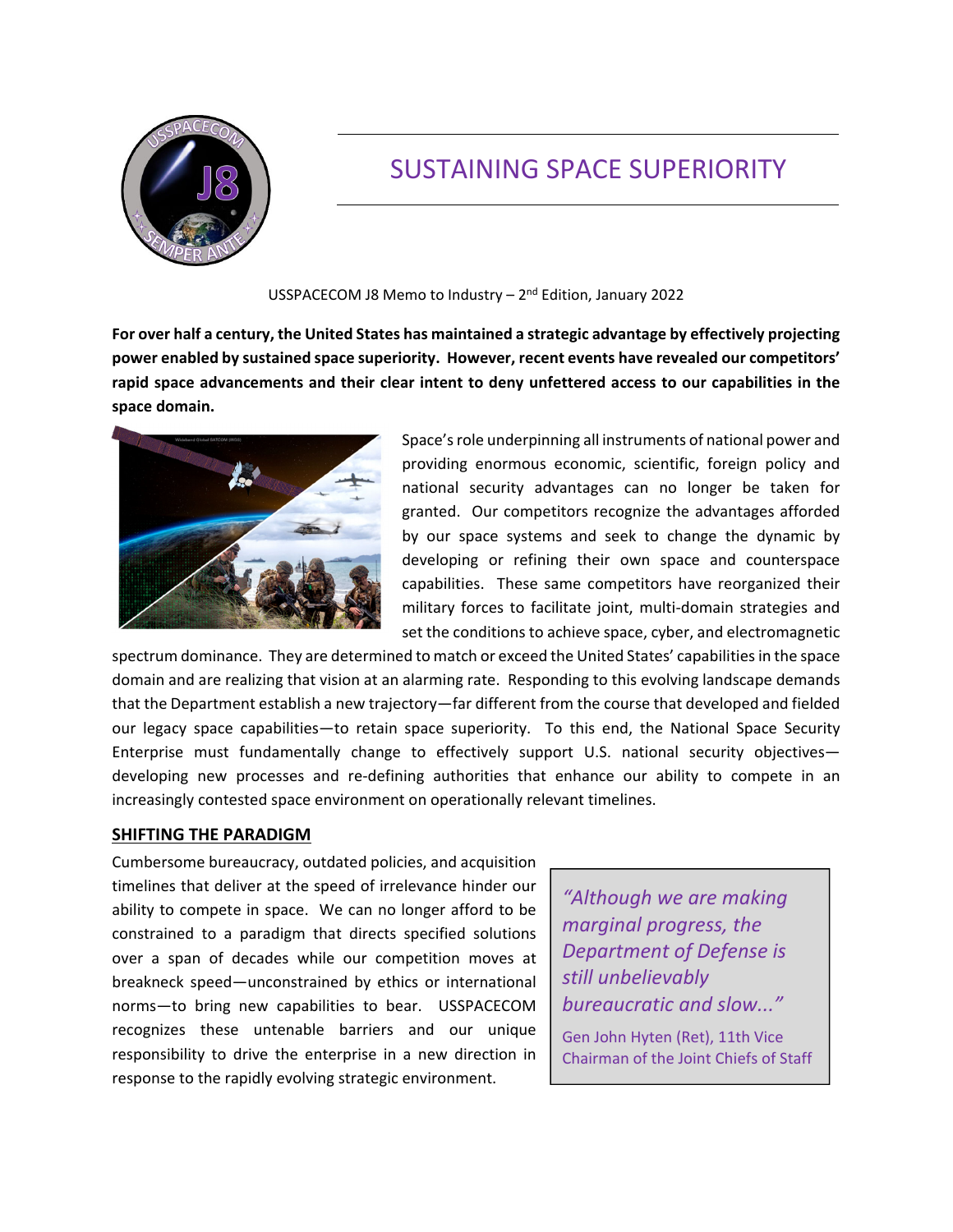# SUSTAINING SPACE SUPERIORITY

USSPACECOM J8 Memo to Industry – 2nd Edition, January 2022

**For over half a century, the United States has maintained a strategic advantage by effectively projecting power enabled by sustained space superiority. However, recent events have revealed our competitors' rapid space advancements and their clear intent to deny unfettered access to our capabilities in the space domain.**

Space's role underpinning all instruments of national power and providing enormous economic, scientific, foreign policy and national security advantages can no longer be taken for granted. Our competitors recognize the advantages afforded by our space systems and seek to change the dynamic by developing or refining their own space and counterspace capabilities. These same competitors have reorganized their military forces to facilitate joint, multi-domain strategies and set the conditions to achieve space, cyber, and electromagnetic spectrum dominance. They are determined to match or exceed the United States' capabilities in the space domain and are realizing that vision at an alarming rate. Responding to this evolving landscape demands that the Department establish a new trajectory—far different from the course that developed and fielded our legacy space capabilities—to retain space superiority. To this end, the National Space Security Enterprise must fundamentally change to effectively support U.S. national security objectives—developing new processes and re-defining authorities that enhance our ability to compete in an increasingly contested space environment on operationally relevant timelines.

## SHIFTING THE PARADIGM

Cumbersome bureaucracy, outdated policies, and acquisition timelines that deliver at the speed of irrelevance hinder our ability to compete in space. We can no longer afford to be constrained to a paradigm that directs specified solutions over a span of decades while our competition moves at breakneck speed—unconstrained by ethics or international norms—to bring new capabilities to bear. USSPACECOM recognizes these untenable barriers and our unique responsibility to drive the enterprise in a new direction in response to the rapidly evolving strategic environment.

> *"Although we are making marginal progress, the Department of Defense is still unbelievably bureaucratic and slow..."*
>
> Gen John Hyten (Ret), 11th Vice Chairman of the Joint Chiefs of Staff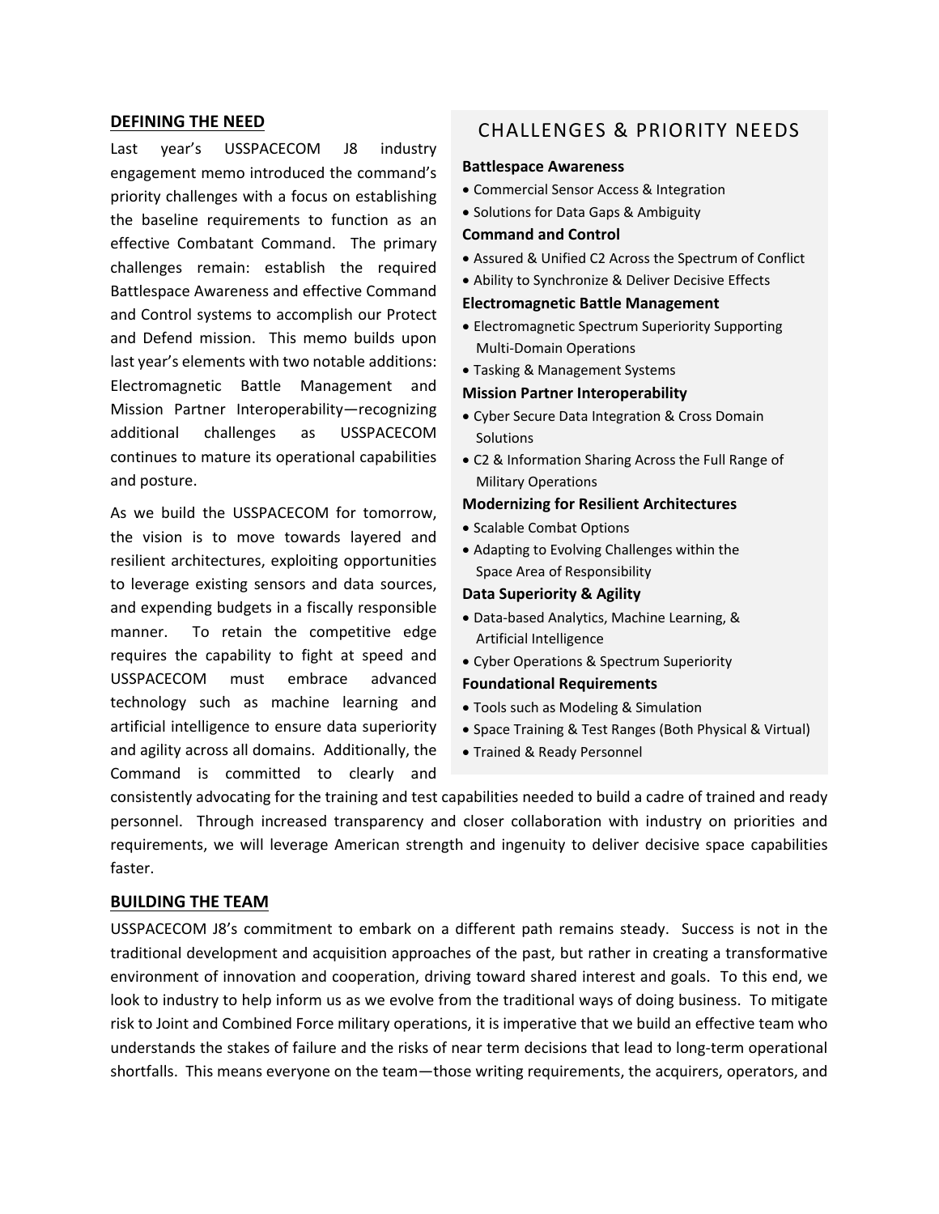## DEFINING THE NEED

Last year's USSPACECOM J8 industry engagement memo introduced the command's priority challenges with a focus on establishing the baseline requirements to function as an effective Combatant Command. The primary challenges remain: establish the required Battlespace Awareness and effective Command and Control systems to accomplish our Protect and Defend mission. This memo builds upon last year's elements with two notable additions: Electromagnetic Battle Management and Mission Partner Interoperability—recognizing additional challenges as USSPACECOM continues to mature its operational capabilities and posture.

As we build the USSPACECOM for tomorrow, the vision is to move towards layered and resilient architectures, exploiting opportunities to leverage existing sensors and data sources, and expending budgets in a fiscally responsible manner. To retain the competitive edge requires the capability to fight at speed and USSPACECOM must embrace advanced technology such as machine learning and artificial intelligence to ensure data superiority and agility across all domains. Additionally, the Command is committed to clearly and consistently advocating for the training and test capabilities needed to build a cadre of trained and ready personnel. Through increased transparency and closer collaboration with industry on priorities and requirements, we will leverage American strength and ingenuity to deliver decisive space capabilities faster.

## CHALLENGES & PRIORITY NEEDS

**Battlespace Awareness**
- Commercial Sensor Access & Integration
- Solutions for Data Gaps & Ambiguity

**Command and Control**
- Assured & Unified C2 Across the Spectrum of Conflict
- Ability to Synchronize & Deliver Decisive Effects

**Electromagnetic Battle Management**
- Electromagnetic Spectrum Superiority Supporting Multi-Domain Operations
- Tasking & Management Systems

**Mission Partner Interoperability**
- Cyber Secure Data Integration & Cross Domain Solutions
- C2 & Information Sharing Across the Full Range of Military Operations

**Modernizing for Resilient Architectures**
- Scalable Combat Options
- Adapting to Evolving Challenges within the Space Area of Responsibility

**Data Superiority & Agility**
- Data-based Analytics, Machine Learning, & Artificial Intelligence
- Cyber Operations & Spectrum Superiority

**Foundational Requirements**
- Tools such as Modeling & Simulation
- Space Training & Test Ranges (Both Physical & Virtual)
- Trained & Ready Personnel

## BUILDING THE TEAM

USSPACECOM J8's commitment to embark on a different path remains steady. Success is not in the traditional development and acquisition approaches of the past, but rather in creating a transformative environment of innovation and cooperation, driving toward shared interest and goals. To this end, we look to industry to help inform us as we evolve from the traditional ways of doing business. To mitigate risk to Joint and Combined Force military operations, it is imperative that we build an effective team who understands the stakes of failure and the risks of near term decisions that lead to long-term operational shortfalls. This means everyone on the team—those writing requirements, the acquirers, operators, and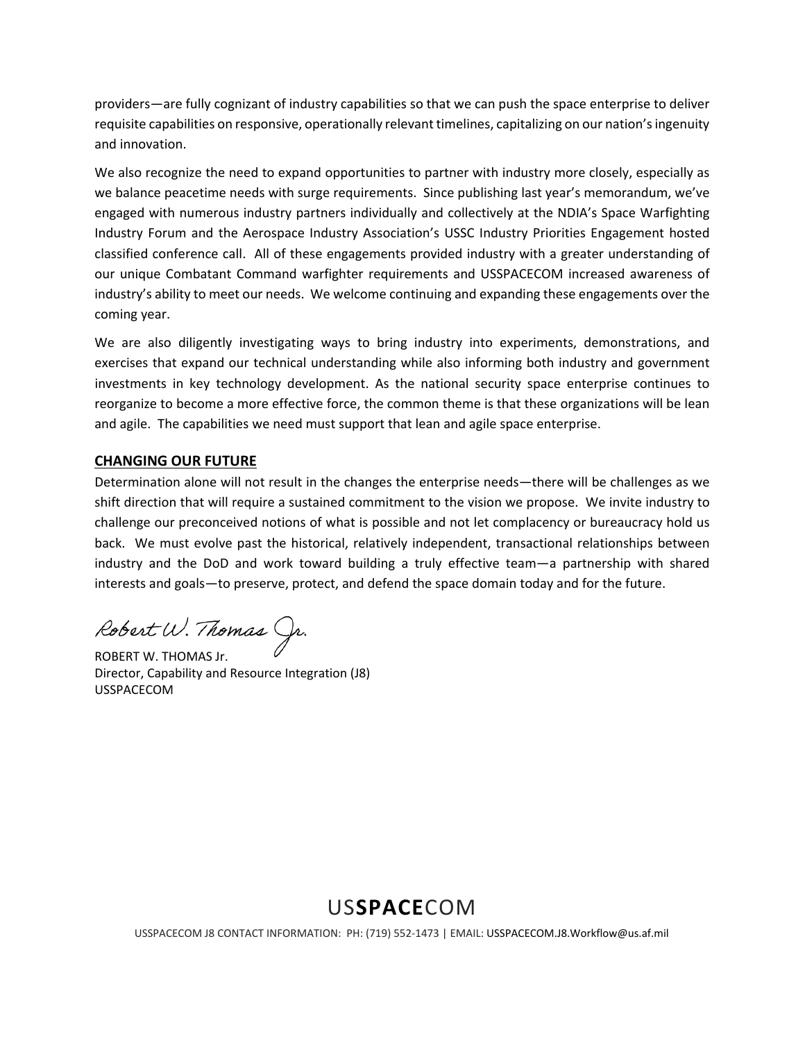providers—are fully cognizant of industry capabilities so that we can push the space enterprise to deliver requisite capabilities on responsive, operationally relevant timelines, capitalizing on our nation's ingenuity and innovation.

We also recognize the need to expand opportunities to partner with industry more closely, especially as we balance peacetime needs with surge requirements. Since publishing last year's memorandum, we've engaged with numerous industry partners individually and collectively at the NDIA's Space Warfighting Industry Forum and the Aerospace Industry Association's USSC Industry Priorities Engagement hosted classified conference call. All of these engagements provided industry with a greater understanding of our unique Combatant Command warfighter requirements and USSPACECOM increased awareness of industry's ability to meet our needs. We welcome continuing and expanding these engagements over the coming year.

We are also diligently investigating ways to bring industry into experiments, demonstrations, and exercises that expand our technical understanding while also informing both industry and government investments in key technology development. As the national security space enterprise continues to reorganize to become a more effective force, the common theme is that these organizations will be lean and agile. The capabilities we need must support that lean and agile space enterprise.

**CHANGING OUR FUTURE**

Determination alone will not result in the changes the enterprise needs—there will be challenges as we shift direction that will require a sustained commitment to the vision we propose. We invite industry to challenge our preconceived notions of what is possible and not let complacency or bureaucracy hold us back. We must evolve past the historical, relatively independent, transactional relationships between industry and the DoD and work toward building a truly effective team—a partnership with shared interests and goals—to preserve, protect, and defend the space domain today and for the future.

*Robert W. Thomas Jr.*

ROBERT W. THOMAS Jr.
Director, Capability and Resource Integration (J8)
USSPACECOM

US**SPACE**COM

USSPACECOM J8 CONTACT INFORMATION: PH: (719) 552-1473 | EMAIL: USSPACECOM.J8.Workflow@us.af.mil